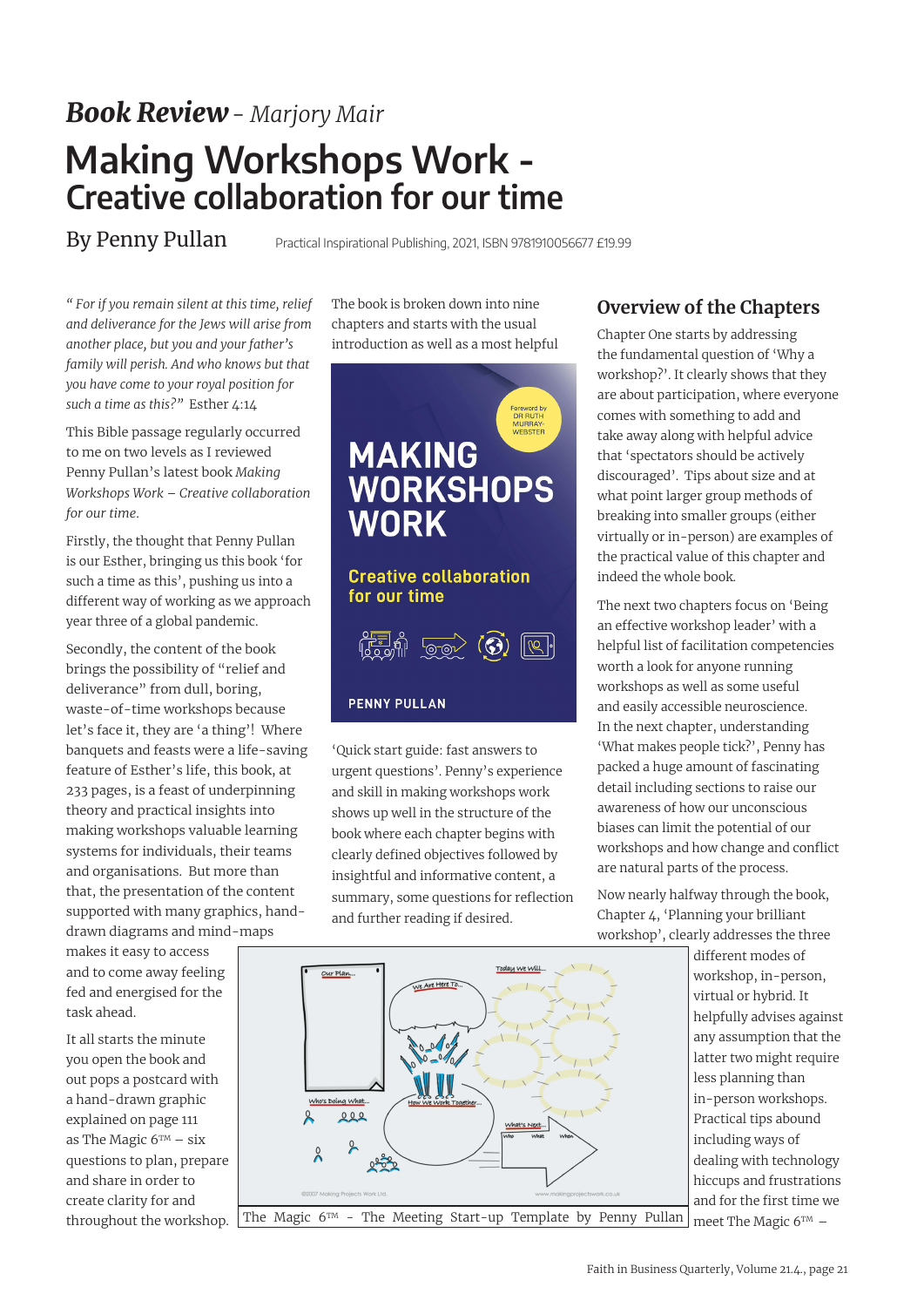# *Book Review* - *Marjory Mair*

# Making Workshops Work - Creative collaboration for our time

By Penny Pullan

Practical Inspirational Publishing, 2021, ISBN 9781910056677 £19.99

*" For if you remain silent at this time, relief and deliverance for the Jews will arise from another place, but you and your father's family will perish. And who knows but that you have come to your royal position for such a time as this?"* Esther 4:14

This Bible passage regularly occurred to me on two levels as I reviewed Penny Pullan's latest book *Making Workshops Work – Creative collaboration for our time.*

Firstly, the thought that Penny Pullan is our Esther, bringing us this book 'for such a time as this', pushing us into a different way of working as we approach year three of a global pandemic.

Secondly, the content of the book brings the possibility of "relief and deliverance" from dull, boring, waste-of-time workshops because let's face it, they are 'a thing'! Where banquets and feasts were a life-saving feature of Esther's life, this book, at 233 pages, is a feast of underpinning theory and practical insights into making workshops valuable learning systems for individuals, their teams and organisations. But more than that, the presentation of the content supported with many graphics, hand-drawn diagrams and mind-maps makes it easy to access and to come away feeling fed and energised for the task ahead.

It all starts the minute you open the book and out pops a postcard with a hand-drawn graphic explained on page 111 as The Magic 6™ – six questions to plan, prepare and share in order to create clarity for and throughout the workshop.

The book is broken down into nine chapters and starts with the usual introduction as well as a most helpful 'Quick start guide: fast answers to urgent questions'. Penny's experience and skill in making workshops work shows up well in the structure of the book where each chapter begins with clearly defined objectives followed by insightful and informative content, a summary, some questions for reflection and further reading if desired.

The Magic 6™ - The Meeting Start-up Template by Penny Pullan

## Overview of the Chapters

Chapter One starts by addressing the fundamental question of 'Why a workshop?'. It clearly shows that they are about participation, where everyone comes with something to add and take away along with helpful advice that 'spectators should be actively discouraged'. Tips about size and at what point larger group methods of breaking into smaller groups (either virtually or in-person) are examples of the practical value of this chapter and indeed the whole book.

The next two chapters focus on 'Being an effective workshop leader' with a helpful list of facilitation competencies worth a look for anyone running workshops as well as some useful and easily accessible neuroscience. In the next chapter, understanding 'What makes people tick?', Penny has packed a huge amount of fascinating detail including sections to raise our awareness of how our unconscious biases can limit the potential of our workshops and how change and conflict are natural parts of the process.

Now nearly halfway through the book, Chapter 4, 'Planning your brilliant workshop', clearly addresses the three different modes of workshop, in-person, virtual or hybrid. It helpfully advises against any assumption that the latter two might require less planning than in-person workshops. Practical tips abound including ways of dealing with technology hiccups and frustrations and for the first time we meet The Magic 6™ –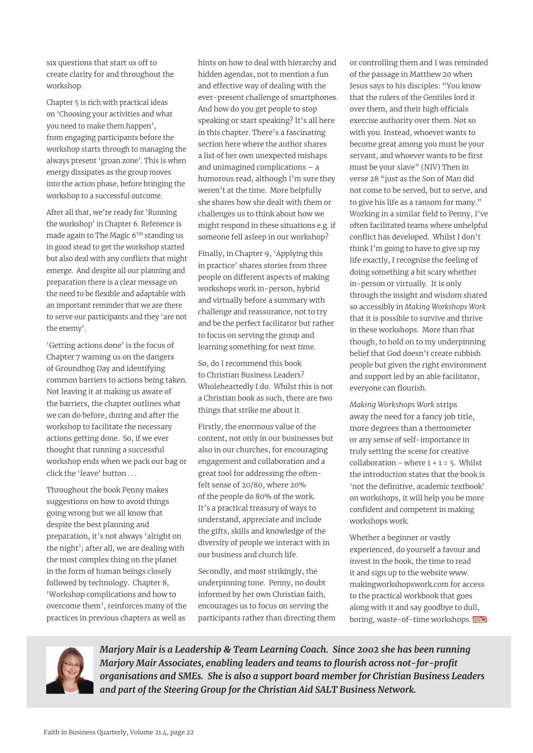six questions that start us off to create clarity for and throughout the workshop.

Chapter 5 is rich with practical ideas on 'Choosing your activities and what you need to make them happen', from engaging participants before the workshop starts through to managing the always present 'groan zone'. This is when energy dissipates as the group moves into the action phase, before bringing the workshop to a successful outcome.

After all that, we're ready for 'Running the workshop' in Chapter 6. Reference is made again to The Magic 6™ standing us in good stead to get the workshop started but also deal with any conflicts that might emerge. And despite all our planning and preparation there is a clear message on the need to be flexible and adaptable with an important reminder that we are there to serve our participants and they 'are not the enemy'.

'Getting actions done' is the focus of Chapter 7 warning us on the dangers of Groundhog Day and identifying common barriers to actions being taken. Not leaving it at making us aware of the barriers, the chapter outlines what we can do before, during and after the workshop to facilitate the necessary actions getting done. So, if we ever thought that running a successful workshop ends when we pack our bag or click the 'leave' button . . .

Throughout the book Penny makes suggestions on how to avoid things going wrong but we all know that despite the best planning and preparation, it's not always 'alright on the night'; after all, we are dealing with the most complex thing on the planet in the form of human beings closely followed by technology. Chapter 8, 'Workshop complications and how to overcome them', reinforces many of the practices in previous chapters as well as hints on how to deal with hierarchy and hidden agendas, not to mention a fun and effective way of dealing with the ever-present challenge of smartphones. And how do you get people to stop speaking or start speaking? It's all here in this chapter. There's a fascinating section here where the author shares a list of her own unexpected mishaps and unimagined complications – a humorous read, although I'm sure they weren't at the time. More helpfully she shares how she dealt with them or challenges us to think about how we might respond in these situations e.g. if someone fell asleep in our workshop?

Finally, in Chapter 9, 'Applying this in practice' shares stories from three people on different aspects of making workshops work in-person, hybrid and virtually before a summary with challenge and reassurance, not to try and be the perfect facilitator but rather to focus on serving the group and learning something for next time.

So, do I recommend this book to Christian Business Leaders? Wholeheartedly I do. Whilst this is not a Christian book as such, there are two things that strike me about it.

Firstly, the enormous value of the content, not only in our businesses but also in our churches, for encouraging engagement and collaboration and a great tool for addressing the often-felt sense of 20/80, where 20% of the people do 80% of the work. It's a practical treasury of ways to understand, appreciate and include the gifts, skills and knowledge of the diversity of people we interact with in our business and church life.

Secondly, and most strikingly, the underpinning tone. Penny, no doubt informed by her own Christian faith, encourages us to focus on serving the participants rather than directing them or controlling them and I was reminded of the passage in Matthew 20 when Jesus says to his disciples: "You know that the rulers of the Gentiles lord it over them, and their high officials exercise authority over them. Not so with you. Instead, whoever wants to become great among you must be your servant, and whoever wants to be first must be your slave" (NIV) Then in verse 28 "just as the Son of Man did not come to be served, but to serve, and to give his life as a ransom for many." Working in a similar field to Penny, I've often facilitated teams where unhelpful conflict has developed. Whilst I don't think I'm going to have to give up my life exactly, I recognise the feeling of doing something a bit scary whether in-person or virtually. It is only through the insight and wisdom shared so accessibly in *Making Workshops Work* that it is possible to survive and thrive in these workshops. More than that though, to hold on to my underpinning belief that God doesn't create rubbish people but given the right environment and support led by an able facilitator, everyone can flourish.

*Making Workshops Work* strips away the need for a fancy job title, more degrees than a thermometer or any sense of self-importance in truly setting the scene for creative collaboration - where 1 + 1 = 5. Whilst the introduction states that the book is 'not the definitive, academic textbook' on workshops, it will help you be more confident and competent in making workshops work.

Whether a beginner or vastly experienced, do yourself a favour and invest in the book, the time to read it and sign up to the website www.makingworkshopswork.com for access to the practical workbook that goes along with it and say goodbye to dull, boring, waste-of-time workshops.

***Marjory Mair is a Leadership & Team Learning Coach. Since 2002 she has been running Marjory Mair Associates, enabling leaders and teams to flourish across not-for-profit organisations and SMEs. She is also a support board member for Christian Business Leaders and part of the Steering Group for the Christian Aid SALT Business Network.***